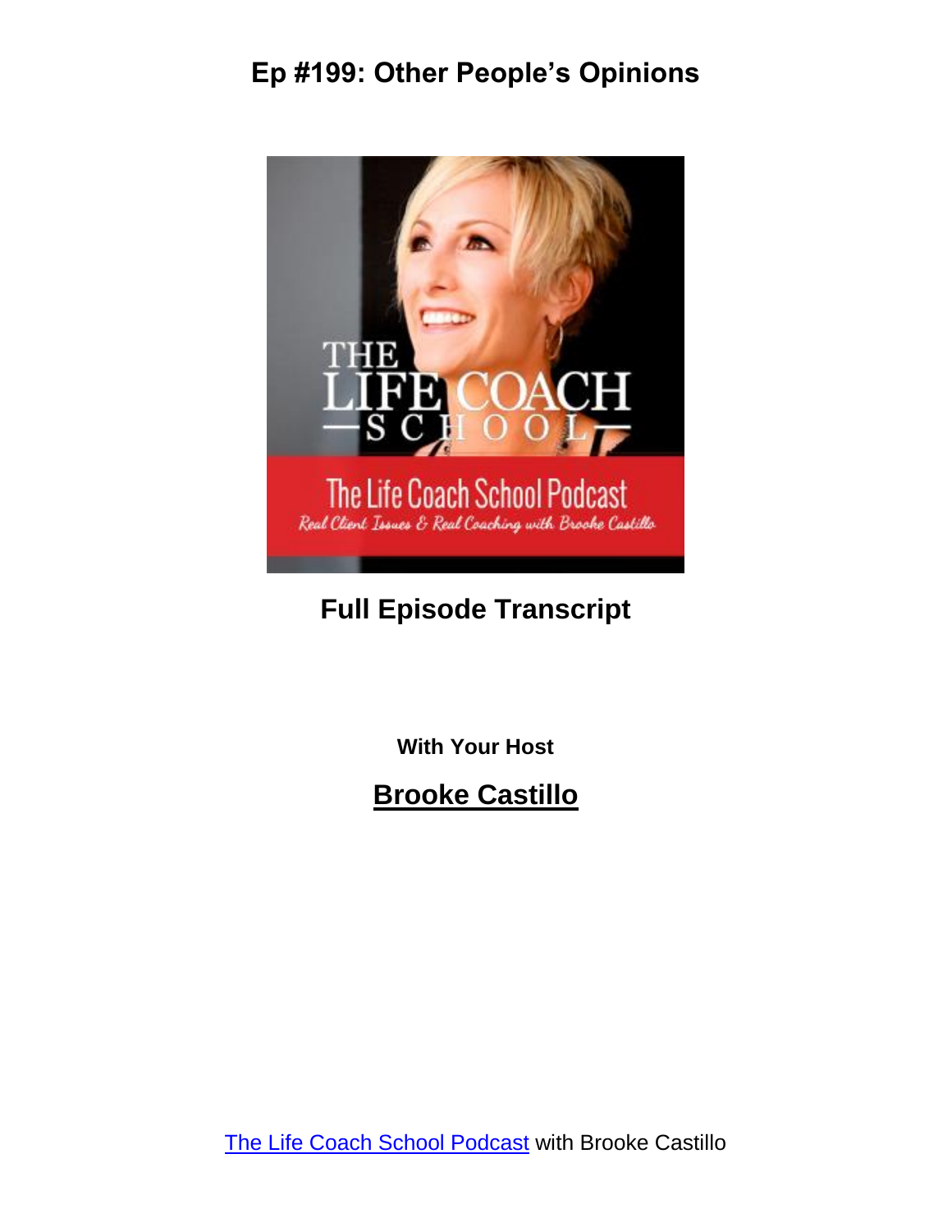# Ep #199: Other People's Opinions

## Full Episode Transcript

**With Your Host**

## Brooke Castillo

The Life Coach School Podcast with Brooke Castillo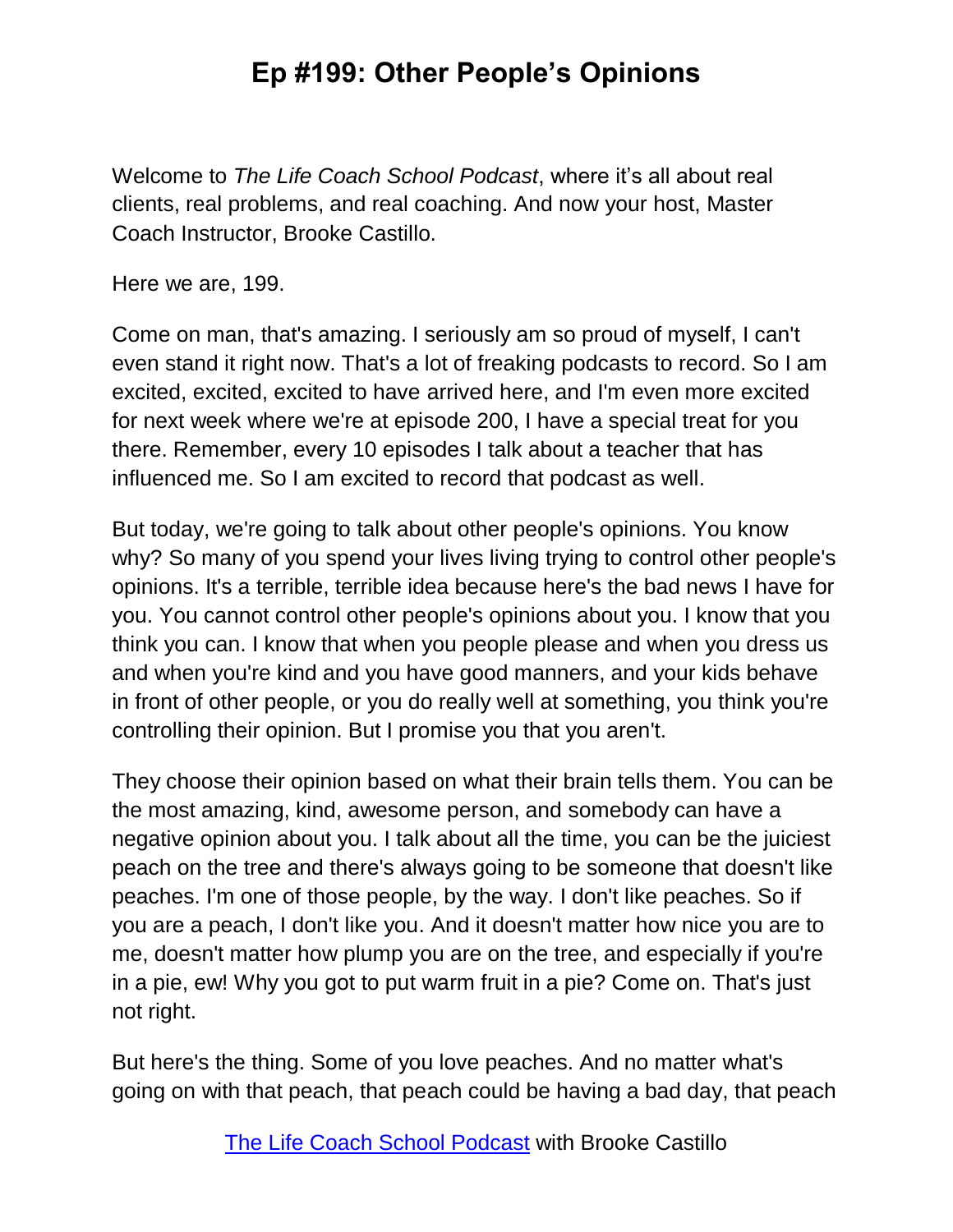Welcome to *The Life Coach School Podcast*, where it's all about real clients, real problems, and real coaching. And now your host, Master Coach Instructor, Brooke Castillo.

Here we are, 199.

Come on man, that's amazing. I seriously am so proud of myself, I can't even stand it right now. That's a lot of freaking podcasts to record. So I am excited, excited, excited to have arrived here, and I'm even more excited for next week where we're at episode 200, I have a special treat for you there. Remember, every 10 episodes I talk about a teacher that has influenced me. So I am excited to record that podcast as well.

But today, we're going to talk about other people's opinions. You know why? So many of you spend your lives living trying to control other people's opinions. It's a terrible, terrible idea because here's the bad news I have for you. You cannot control other people's opinions about you. I know that you think you can. I know that when you people please and when you dress us and when you're kind and you have good manners, and your kids behave in front of other people, or you do really well at something, you think you're controlling their opinion. But I promise you that you aren't.

They choose their opinion based on what their brain tells them. You can be the most amazing, kind, awesome person, and somebody can have a negative opinion about you. I talk about all the time, you can be the juiciest peach on the tree and there's always going to be someone that doesn't like peaches. I'm one of those people, by the way. I don't like peaches. So if you are a peach, I don't like you. And it doesn't matter how nice you are to me, doesn't matter how plump you are on the tree, and especially if you're in a pie, ew! Why you got to put warm fruit in a pie? Come on. That's just not right.

But here's the thing. Some of you love peaches. And no matter what's going on with that peach, that peach could be having a bad day, that peach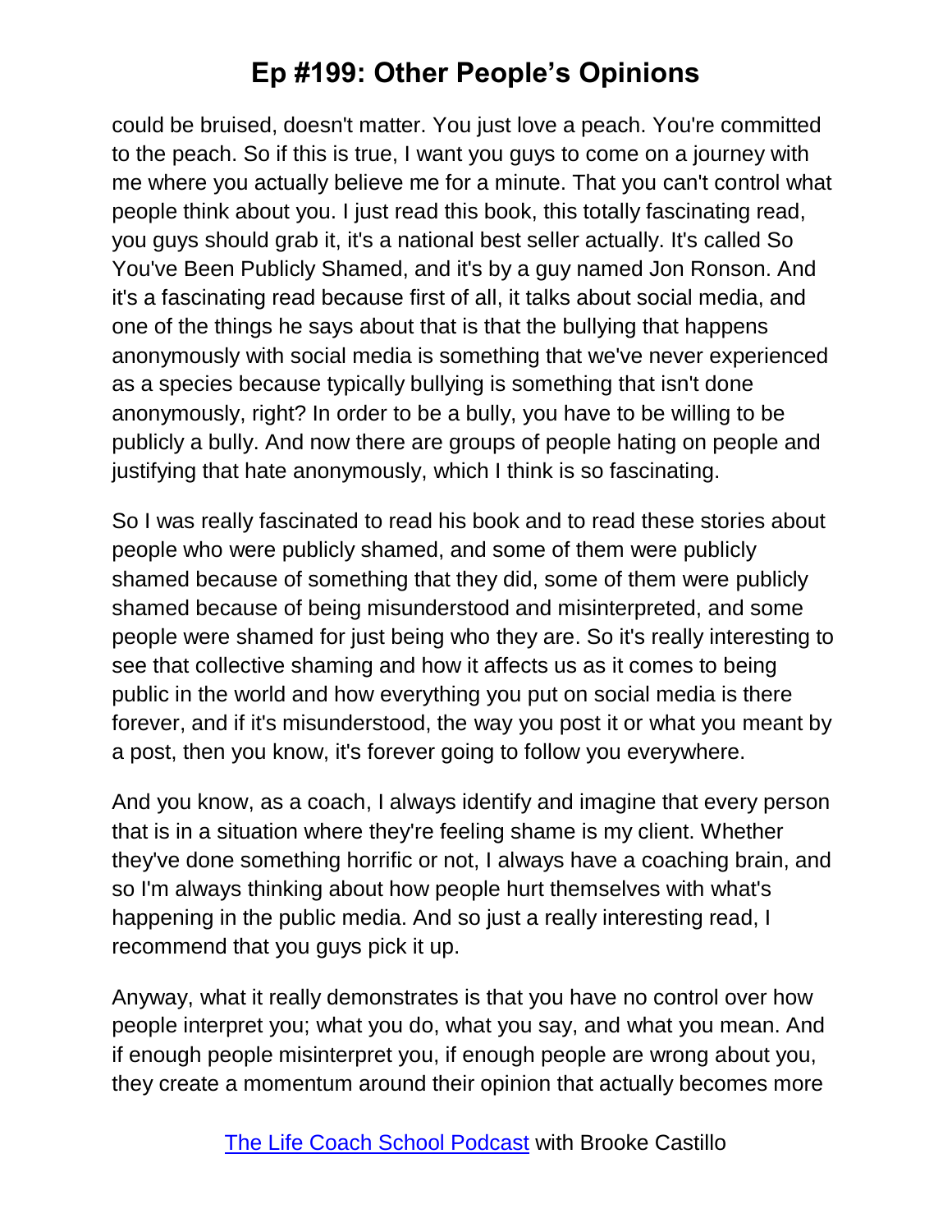could be bruised, doesn't matter. You just love a peach. You're committed to the peach. So if this is true, I want you guys to come on a journey with me where you actually believe me for a minute. That you can't control what people think about you. I just read this book, this totally fascinating read, you guys should grab it, it's a national best seller actually. It's called So You've Been Publicly Shamed, and it's by a guy named Jon Ronson. And it's a fascinating read because first of all, it talks about social media, and one of the things he says about that is that the bullying that happens anonymously with social media is something that we've never experienced as a species because typically bullying is something that isn't done anonymously, right? In order to be a bully, you have to be willing to be publicly a bully. And now there are groups of people hating on people and justifying that hate anonymously, which I think is so fascinating.

So I was really fascinated to read his book and to read these stories about people who were publicly shamed, and some of them were publicly shamed because of something that they did, some of them were publicly shamed because of being misunderstood and misinterpreted, and some people were shamed for just being who they are. So it's really interesting to see that collective shaming and how it affects us as it comes to being public in the world and how everything you put on social media is there forever, and if it's misunderstood, the way you post it or what you meant by a post, then you know, it's forever going to follow you everywhere.

And you know, as a coach, I always identify and imagine that every person that is in a situation where they're feeling shame is my client. Whether they've done something horrific or not, I always have a coaching brain, and so I'm always thinking about how people hurt themselves with what's happening in the public media. And so just a really interesting read, I recommend that you guys pick it up.

Anyway, what it really demonstrates is that you have no control over how people interpret you; what you do, what you say, and what you mean. And if enough people misinterpret you, if enough people are wrong about you, they create a momentum around their opinion that actually becomes more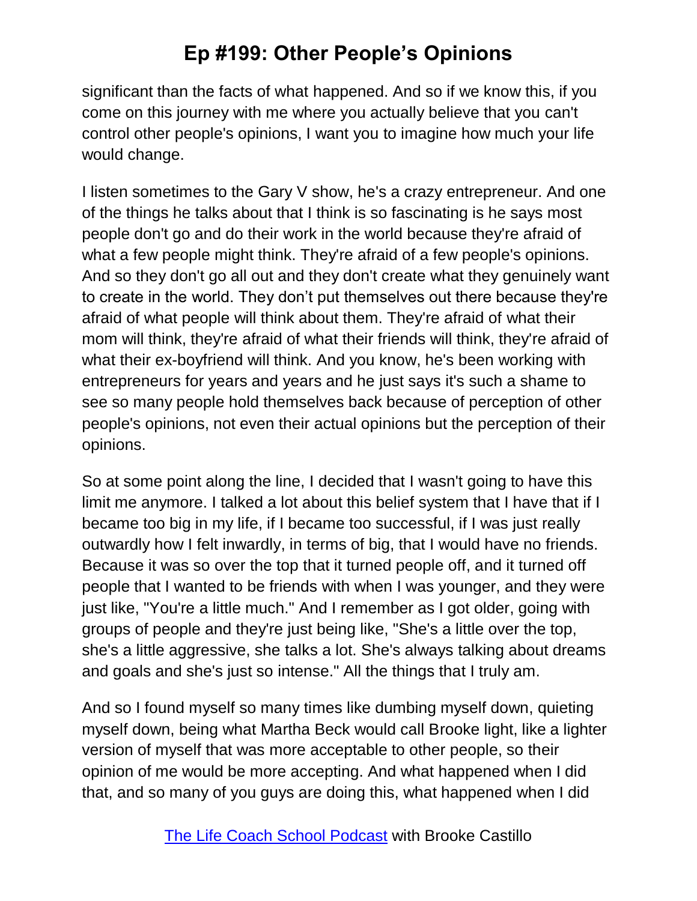significant than the facts of what happened. And so if we know this, if you come on this journey with me where you actually believe that you can't control other people's opinions, I want you to imagine how much your life would change.

I listen sometimes to the Gary V show, he's a crazy entrepreneur. And one of the things he talks about that I think is so fascinating is he says most people don't go and do their work in the world because they're afraid of what a few people might think. They're afraid of a few people's opinions. And so they don't go all out and they don't create what they genuinely want to create in the world. They don't put themselves out there because they're afraid of what people will think about them. They're afraid of what their mom will think, they're afraid of what their friends will think, they're afraid of what their ex-boyfriend will think. And you know, he's been working with entrepreneurs for years and years and he just says it's such a shame to see so many people hold themselves back because of perception of other people's opinions, not even their actual opinions but the perception of their opinions.

So at some point along the line, I decided that I wasn't going to have this limit me anymore. I talked a lot about this belief system that I have that if I became too big in my life, if I became too successful, if I was just really outwardly how I felt inwardly, in terms of big, that I would have no friends. Because it was so over the top that it turned people off, and it turned off people that I wanted to be friends with when I was younger, and they were just like, "You're a little much." And I remember as I got older, going with groups of people and they're just being like, "She's a little over the top, she's a little aggressive, she talks a lot. She's always talking about dreams and goals and she's just so intense." All the things that I truly am.

And so I found myself so many times like dumbing myself down, quieting myself down, being what Martha Beck would call Brooke light, like a lighter version of myself that was more acceptable to other people, so their opinion of me would be more accepting. And what happened when I did that, and so many of you guys are doing this, what happened when I did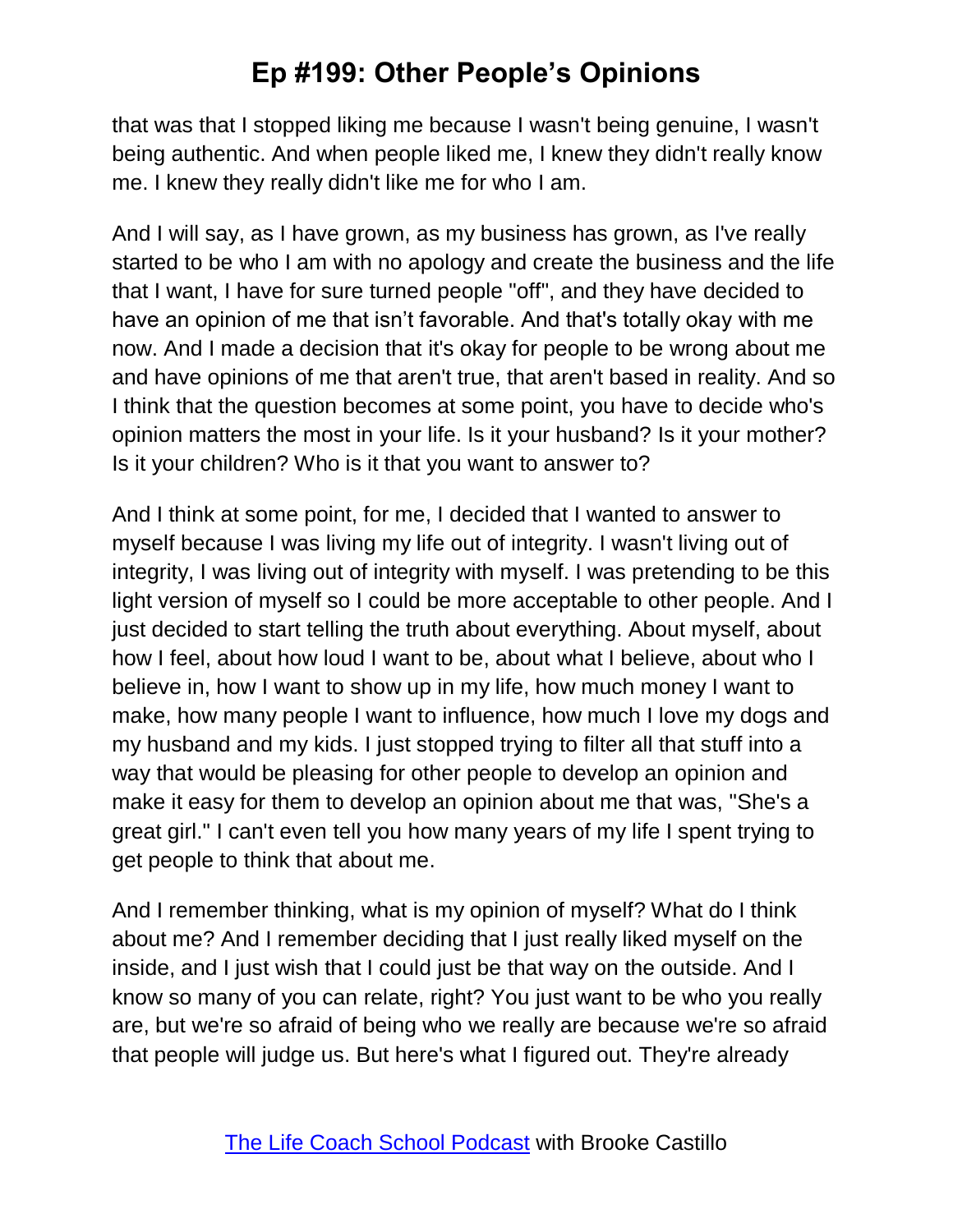that was that I stopped liking me because I wasn't being genuine, I wasn't being authentic. And when people liked me, I knew they didn't really know me. I knew they really didn't like me for who I am.

And I will say, as I have grown, as my business has grown, as I've really started to be who I am with no apology and create the business and the life that I want, I have for sure turned people "off", and they have decided to have an opinion of me that isn't favorable. And that's totally okay with me now. And I made a decision that it's okay for people to be wrong about me and have opinions of me that aren't true, that aren't based in reality. And so I think that the question becomes at some point, you have to decide who's opinion matters the most in your life. Is it your husband? Is it your mother? Is it your children? Who is it that you want to answer to?

And I think at some point, for me, I decided that I wanted to answer to myself because I was living my life out of integrity. I wasn't living out of integrity, I was living out of integrity with myself. I was pretending to be this light version of myself so I could be more acceptable to other people. And I just decided to start telling the truth about everything. About myself, about how I feel, about how loud I want to be, about what I believe, about who I believe in, how I want to show up in my life, how much money I want to make, how many people I want to influence, how much I love my dogs and my husband and my kids. I just stopped trying to filter all that stuff into a way that would be pleasing for other people to develop an opinion and make it easy for them to develop an opinion about me that was, "She's a great girl." I can't even tell you how many years of my life I spent trying to get people to think that about me.

And I remember thinking, what is my opinion of myself? What do I think about me? And I remember deciding that I just really liked myself on the inside, and I just wish that I could just be that way on the outside. And I know so many of you can relate, right? You just want to be who you really are, but we're so afraid of being who we really are because we're so afraid that people will judge us. But here's what I figured out. They're already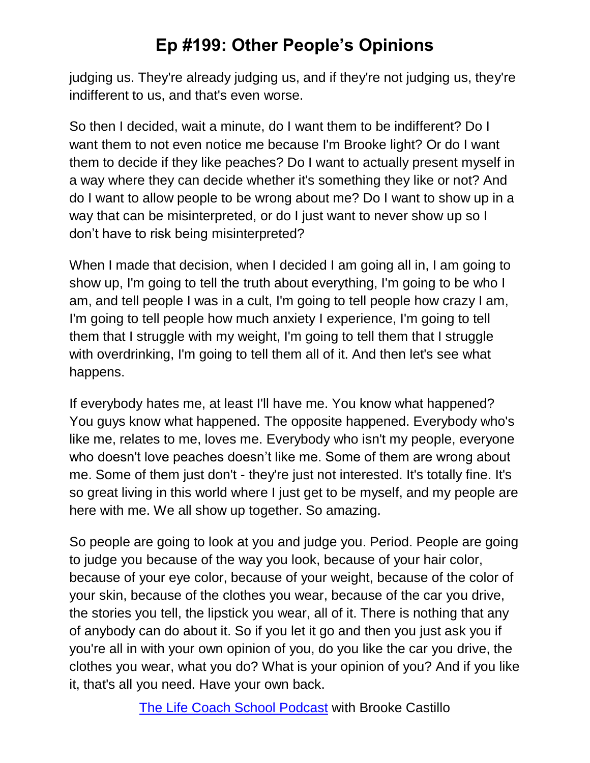judging us. They're already judging us, and if they're not judging us, they're indifferent to us, and that's even worse.

So then I decided, wait a minute, do I want them to be indifferent? Do I want them to not even notice me because I'm Brooke light? Or do I want them to decide if they like peaches? Do I want to actually present myself in a way where they can decide whether it's something they like or not? And do I want to allow people to be wrong about me? Do I want to show up in a way that can be misinterpreted, or do I just want to never show up so I don't have to risk being misinterpreted?

When I made that decision, when I decided I am going all in, I am going to show up, I'm going to tell the truth about everything, I'm going to be who I am, and tell people I was in a cult, I'm going to tell people how crazy I am, I'm going to tell people how much anxiety I experience, I'm going to tell them that I struggle with my weight, I'm going to tell them that I struggle with overdrinking, I'm going to tell them all of it. And then let's see what happens.

If everybody hates me, at least I'll have me. You know what happened? You guys know what happened. The opposite happened. Everybody who's like me, relates to me, loves me. Everybody who isn't my people, everyone who doesn't love peaches doesn't like me. Some of them are wrong about me. Some of them just don't - they're just not interested. It's totally fine. It's so great living in this world where I just get to be myself, and my people are here with me. We all show up together. So amazing.

So people are going to look at you and judge you. Period. People are going to judge you because of the way you look, because of your hair color, because of your eye color, because of your weight, because of the color of your skin, because of the clothes you wear, because of the car you drive, the stories you tell, the lipstick you wear, all of it. There is nothing that any of anybody can do about it. So if you let it go and then you just ask you if you're all in with your own opinion of you, do you like the car you drive, the clothes you wear, what you do? What is your opinion of you? And if you like it, that's all you need. Have your own back.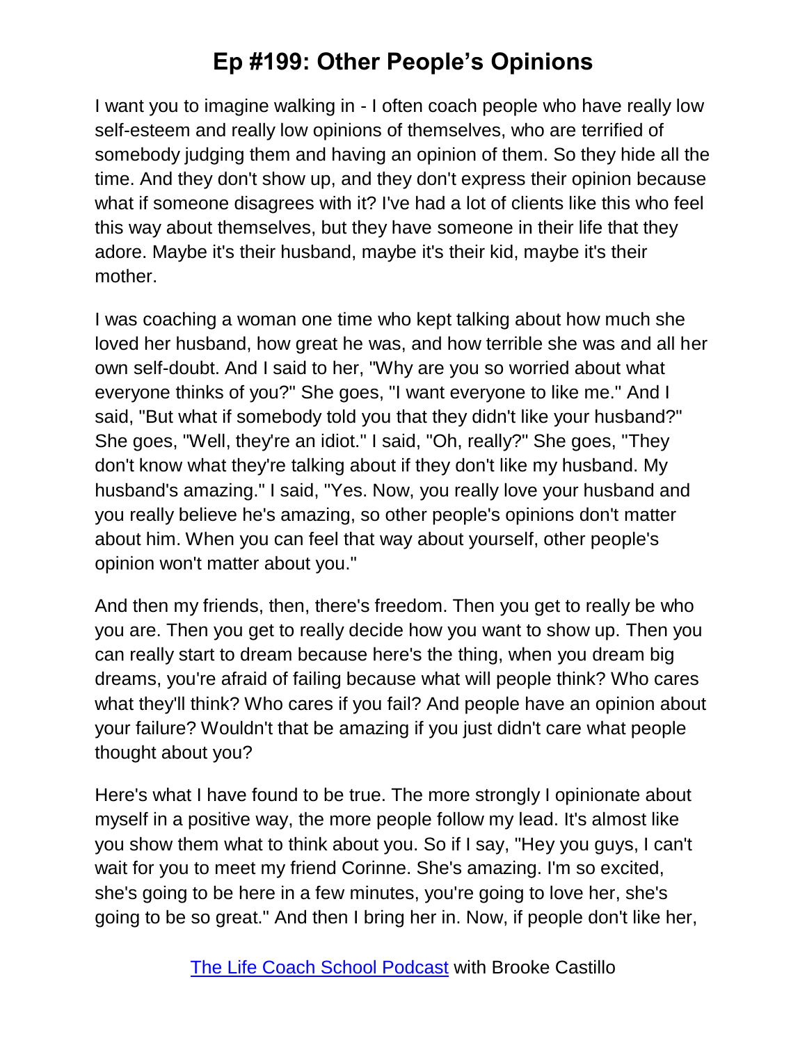I want you to imagine walking in - I often coach people who have really low self-esteem and really low opinions of themselves, who are terrified of somebody judging them and having an opinion of them. So they hide all the time. And they don't show up, and they don't express their opinion because what if someone disagrees with it? I've had a lot of clients like this who feel this way about themselves, but they have someone in their life that they adore. Maybe it's their husband, maybe it's their kid, maybe it's their mother.

I was coaching a woman one time who kept talking about how much she loved her husband, how great he was, and how terrible she was and all her own self-doubt. And I said to her, "Why are you so worried about what everyone thinks of you?" She goes, "I want everyone to like me." And I said, "But what if somebody told you that they didn't like your husband?" She goes, "Well, they're an idiot." I said, "Oh, really?" She goes, "They don't know what they're talking about if they don't like my husband. My husband's amazing." I said, "Yes. Now, you really love your husband and you really believe he's amazing, so other people's opinions don't matter about him. When you can feel that way about yourself, other people's opinion won't matter about you."

And then my friends, then, there's freedom. Then you get to really be who you are. Then you get to really decide how you want to show up. Then you can really start to dream because here's the thing, when you dream big dreams, you're afraid of failing because what will people think? Who cares what they'll think? Who cares if you fail? And people have an opinion about your failure? Wouldn't that be amazing if you just didn't care what people thought about you?

Here's what I have found to be true. The more strongly I opinionate about myself in a positive way, the more people follow my lead. It's almost like you show them what to think about you. So if I say, "Hey you guys, I can't wait for you to meet my friend Corinne. She's amazing. I'm so excited, she's going to be here in a few minutes, you're going to love her, she's going to be so great." And then I bring her in. Now, if people don't like her,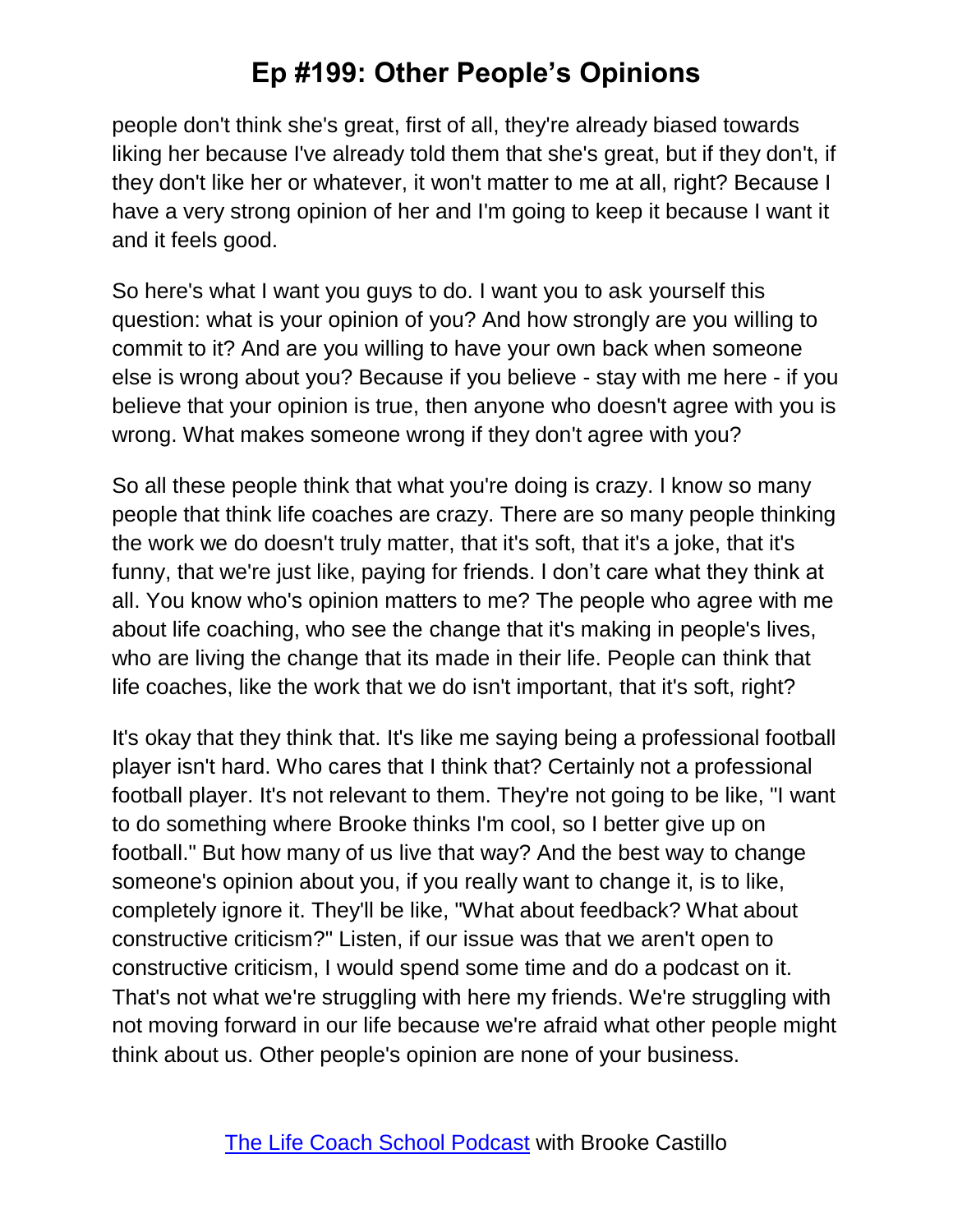people don't think she's great, first of all, they're already biased towards liking her because I've already told them that she's great, but if they don't, if they don't like her or whatever, it won't matter to me at all, right? Because I have a very strong opinion of her and I'm going to keep it because I want it and it feels good.

So here's what I want you guys to do. I want you to ask yourself this question: what is your opinion of you? And how strongly are you willing to commit to it? And are you willing to have your own back when someone else is wrong about you? Because if you believe - stay with me here - if you believe that your opinion is true, then anyone who doesn't agree with you is wrong. What makes someone wrong if they don't agree with you?

So all these people think that what you're doing is crazy. I know so many people that think life coaches are crazy. There are so many people thinking the work we do doesn't truly matter, that it's soft, that it's a joke, that it's funny, that we're just like, paying for friends. I don’t care what they think at all. You know who's opinion matters to me? The people who agree with me about life coaching, who see the change that it's making in people's lives, who are living the change that its made in their life. People can think that life coaches, like the work that we do isn't important, that it's soft, right?

It's okay that they think that. It's like me saying being a professional football player isn't hard. Who cares that I think that? Certainly not a professional football player. It's not relevant to them. They're not going to be like, "I want to do something where Brooke thinks I'm cool, so I better give up on football." But how many of us live that way? And the best way to change someone's opinion about you, if you really want to change it, is to like, completely ignore it. They'll be like, "What about feedback? What about constructive criticism?" Listen, if our issue was that we aren't open to constructive criticism, I would spend some time and do a podcast on it. That's not what we're struggling with here my friends. We're struggling with not moving forward in our life because we're afraid what other people might think about us. Other people's opinion are none of your business.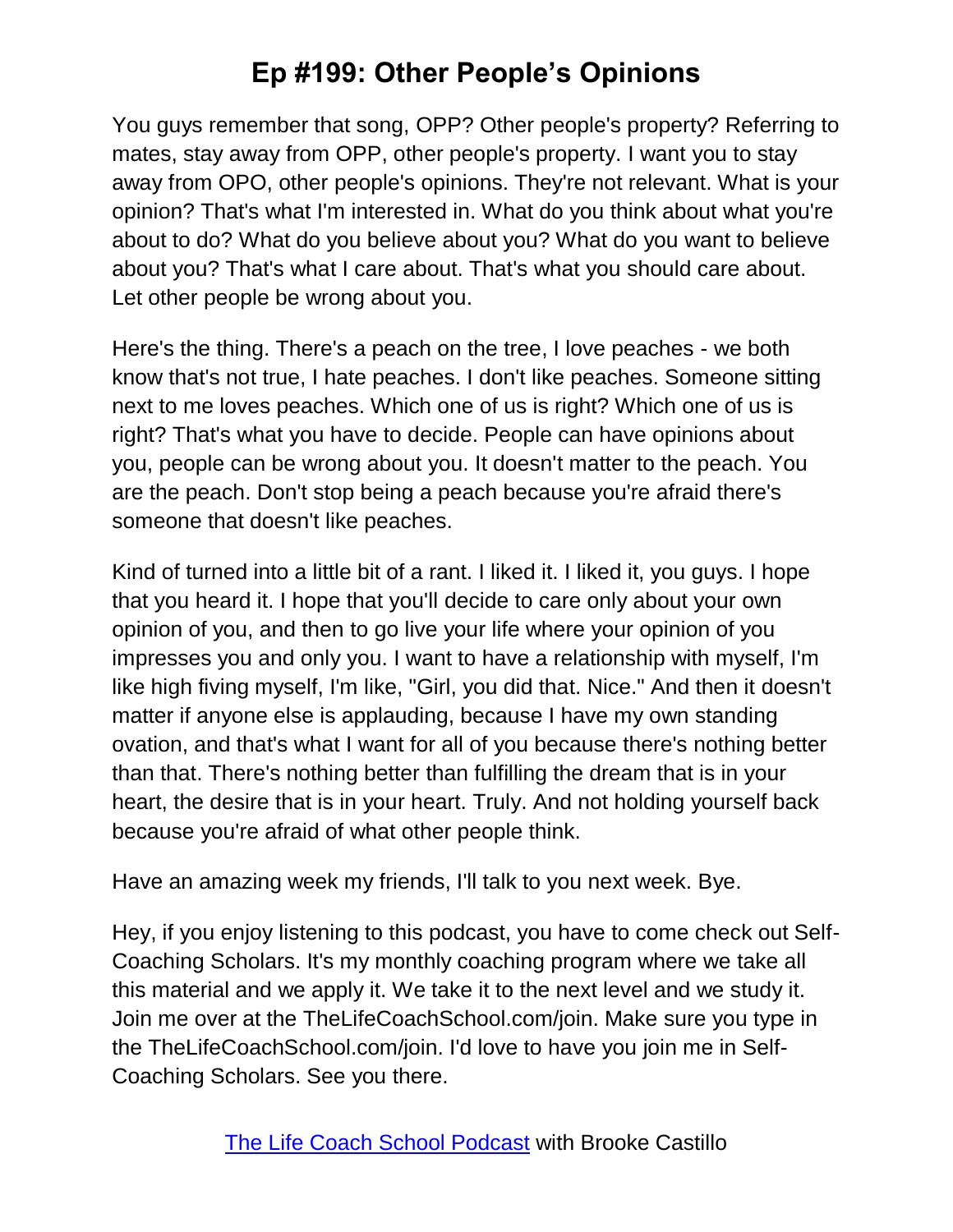You guys remember that song, OPP? Other people's property? Referring to mates, stay away from OPP, other people's property. I want you to stay away from OPO, other people's opinions. They're not relevant. What is your opinion? That's what I'm interested in. What do you think about what you're about to do? What do you believe about you? What do you want to believe about you? That's what I care about. That's what you should care about. Let other people be wrong about you.

Here's the thing. There's a peach on the tree, I love peaches - we both know that's not true, I hate peaches. I don't like peaches. Someone sitting next to me loves peaches. Which one of us is right? Which one of us is right? That's what you have to decide. People can have opinions about you, people can be wrong about you. It doesn't matter to the peach. You are the peach. Don't stop being a peach because you're afraid there's someone that doesn't like peaches.

Kind of turned into a little bit of a rant. I liked it. I liked it, you guys. I hope that you heard it. I hope that you'll decide to care only about your own opinion of you, and then to go live your life where your opinion of you impresses you and only you. I want to have a relationship with myself, I'm like high fiving myself, I'm like, "Girl, you did that. Nice." And then it doesn't matter if anyone else is applauding, because I have my own standing ovation, and that's what I want for all of you because there's nothing better than that. There's nothing better than fulfilling the dream that is in your heart, the desire that is in your heart. Truly. And not holding yourself back because you're afraid of what other people think.

Have an amazing week my friends, I'll talk to you next week. Bye.

Hey, if you enjoy listening to this podcast, you have to come check out Self-Coaching Scholars. It's my monthly coaching program where we take all this material and we apply it. We take it to the next level and we study it. Join me over at the TheLifeCoachSchool.com/join. Make sure you type in the TheLifeCoachSchool.com/join. I'd love to have you join me in Self-Coaching Scholars. See you there.